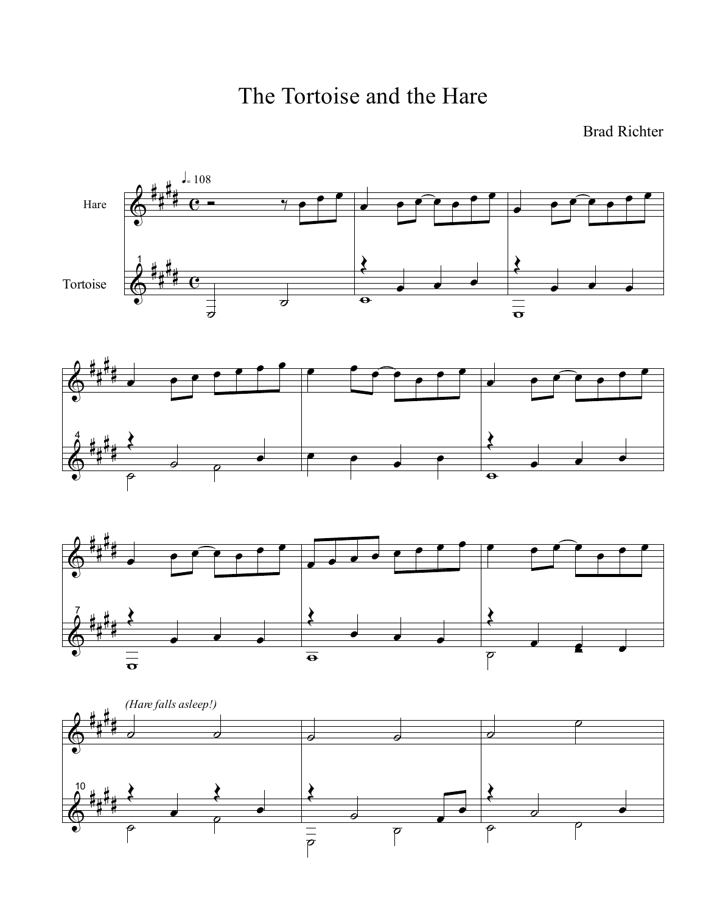# The Tortoise and the Hare

Brad Richter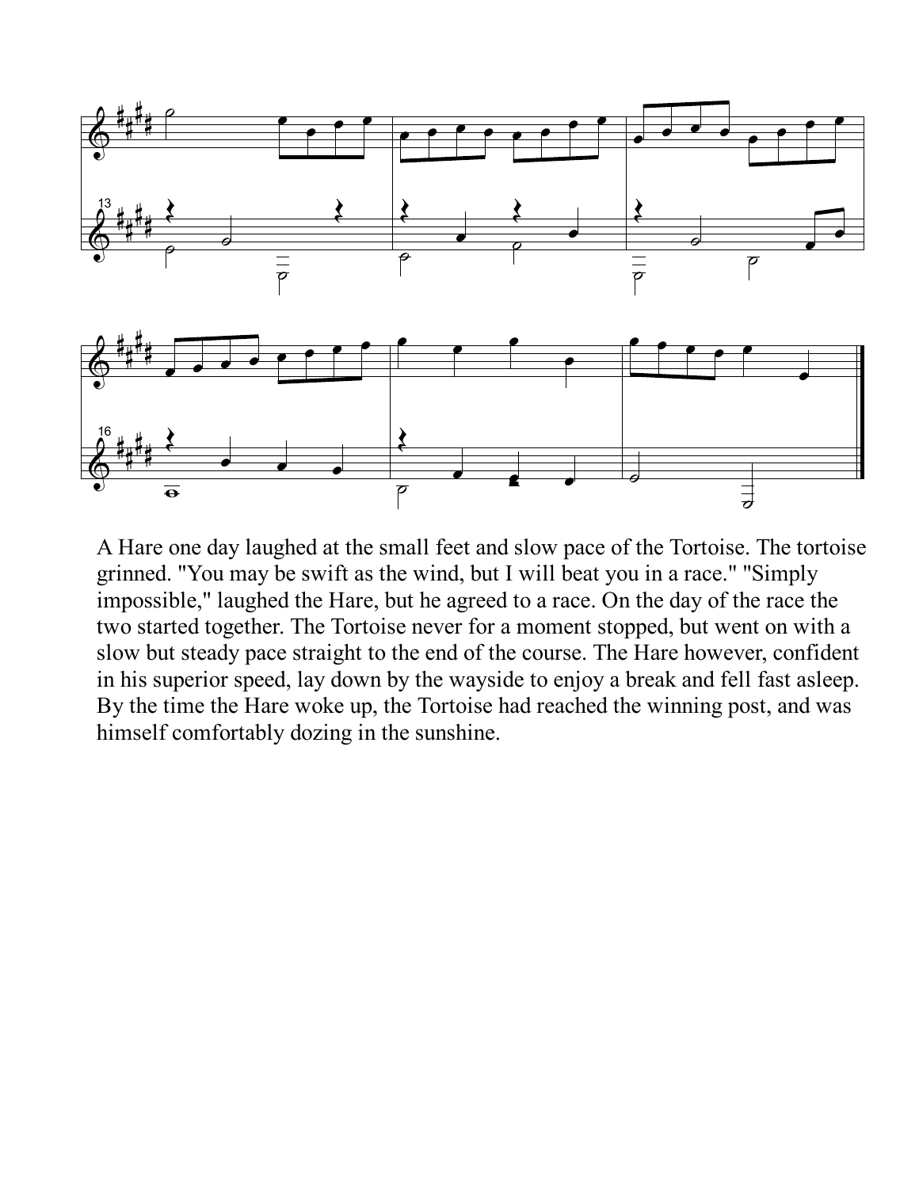A Hare one day laughed at the small feet and slow pace of the Tortoise. The tortoise grinned. "You may be swift as the wind, but I will beat you in a race." "Simply impossible," laughed the Hare, but he agreed to a race. On the day of the race the two started together. The Tortoise never for a moment stopped, but went on with a slow but steady pace straight to the end of the course. The Hare however, confident in his superior speed, lay down by the wayside to enjoy a break and fell fast asleep. By the time the Hare woke up, the Tortoise had reached the winning post, and was himself comfortably dozing in the sunshine.